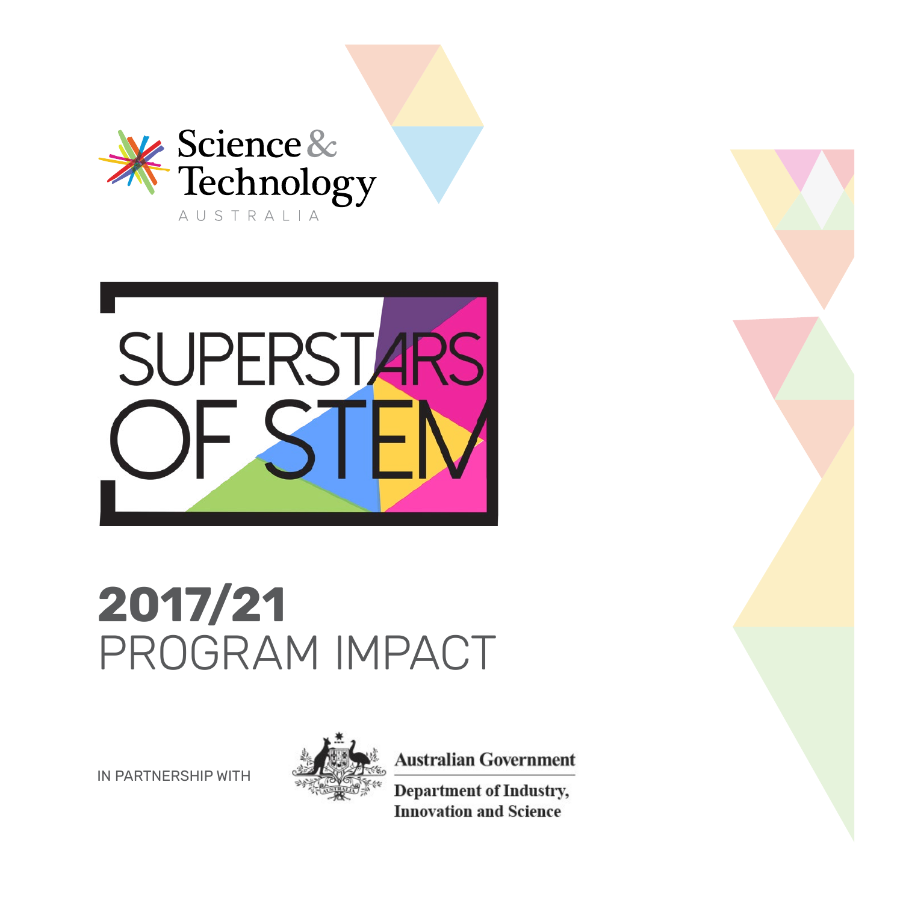Science & Technology AUSTRALIA

# SUPERSTARS OF STEM

# 2017/21 PROGRAM IMPACT

IN PARTNERSHIP WITH

Australian Government
Department of Industry, Innovation and Science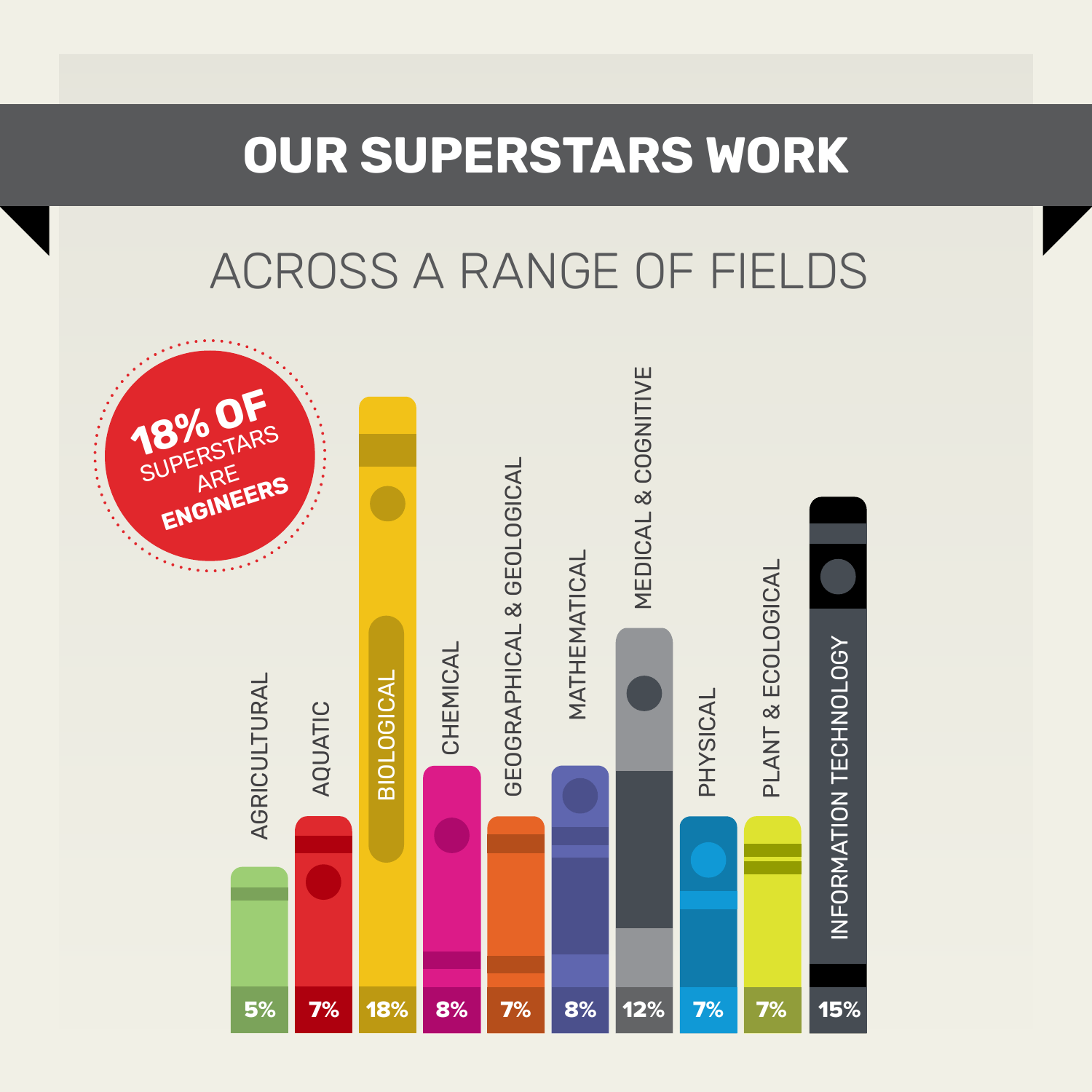# OUR SUPERSTARS WORK

## ACROSS A RANGE OF FIELDS

**18% OF SUPERSTARS ARE ENGINEERS**

| Field | Percentage |
|---|---|
| AGRICULTURAL | 5% |
| AQUATIC | 7% |
| BIOLOGICAL | 18% |
| CHEMICAL | 8% |
| GEOGRAPHICAL & GEOLOGICAL | 7% |
| MATHEMATICAL | 8% |
| MEDICAL & COGNITIVE | 12% |
| PHYSICAL | 7% |
| PLANT & ECOLOGICAL | 7% |
| INFORMATION TECHNOLOGY | 15% |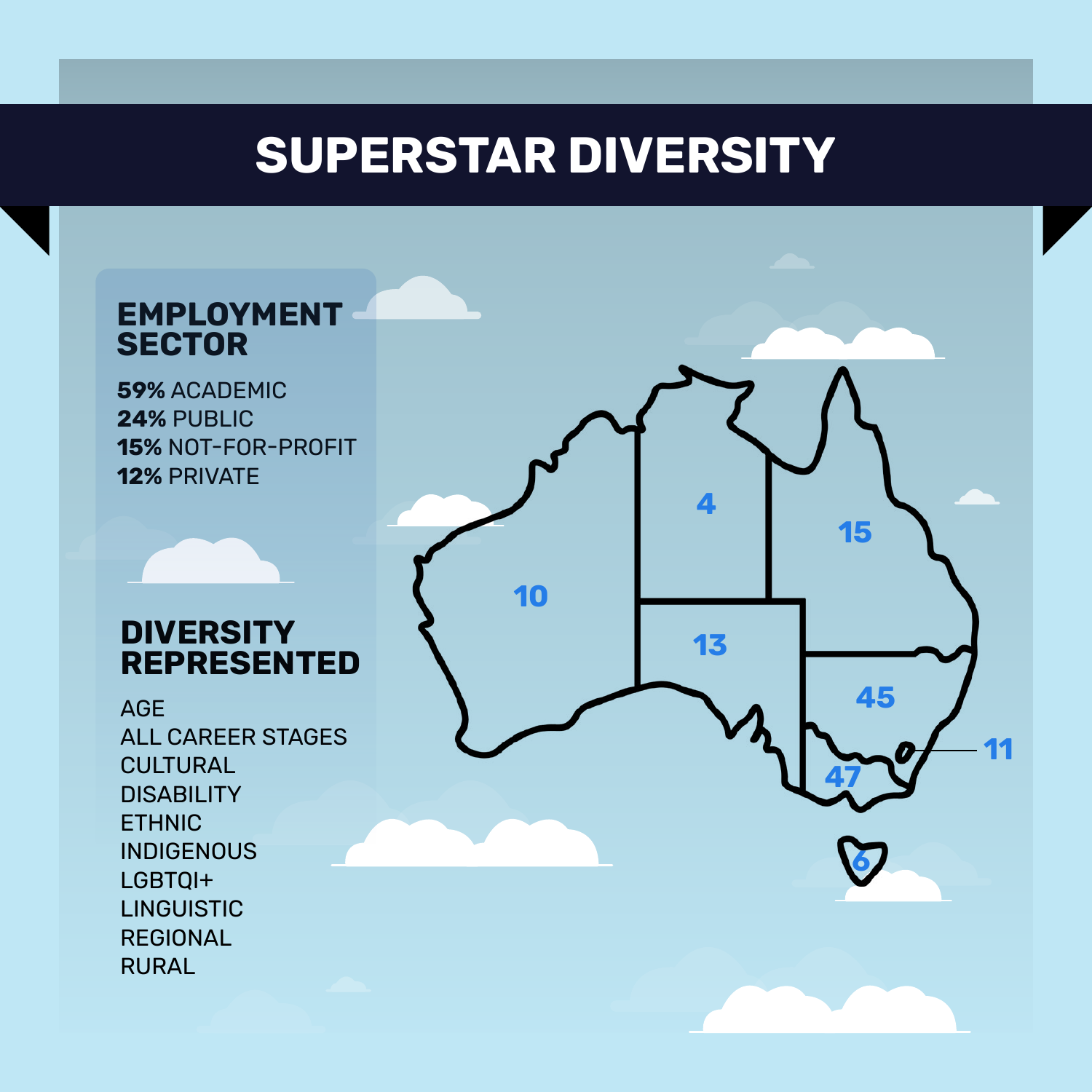# SUPERSTAR DIVERSITY

## EMPLOYMENT SECTOR

**59%** ACADEMIC
**24%** PUBLIC
**15%** NOT-FOR-PROFIT
**12%** PRIVATE

## DIVERSITY REPRESENTED

AGE
ALL CAREER STAGES
CULTURAL
DISABILITY
ETHNIC
INDIGENOUS
LGBTQI+
LINGUISTIC
REGIONAL
RURAL

10
4
15
13
45
11
47
6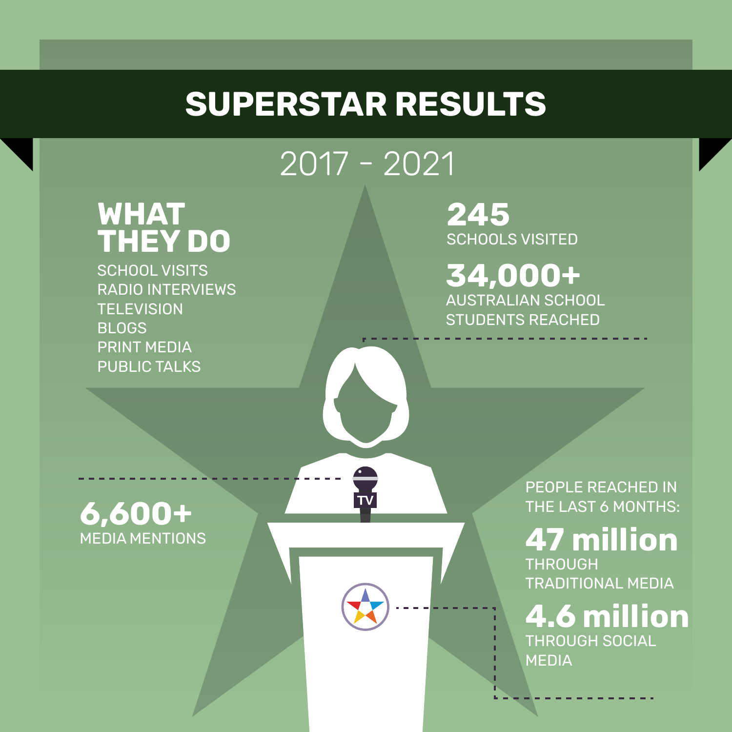# SUPERSTAR RESULTS

## 2017 - 2021

### WHAT THEY DO

- SCHOOL VISITS
- RADIO INTERVIEWS
- TELEVISION
- BLOGS
- PRINT MEDIA
- PUBLIC TALKS

**245**
SCHOOLS VISITED

**34,000+**
AUSTRALIAN SCHOOL STUDENTS REACHED

**6,600+**
MEDIA MENTIONS

PEOPLE REACHED IN THE LAST 6 MONTHS:

**47 million**
THROUGH TRADITIONAL MEDIA

**4.6 million**
THROUGH SOCIAL MEDIA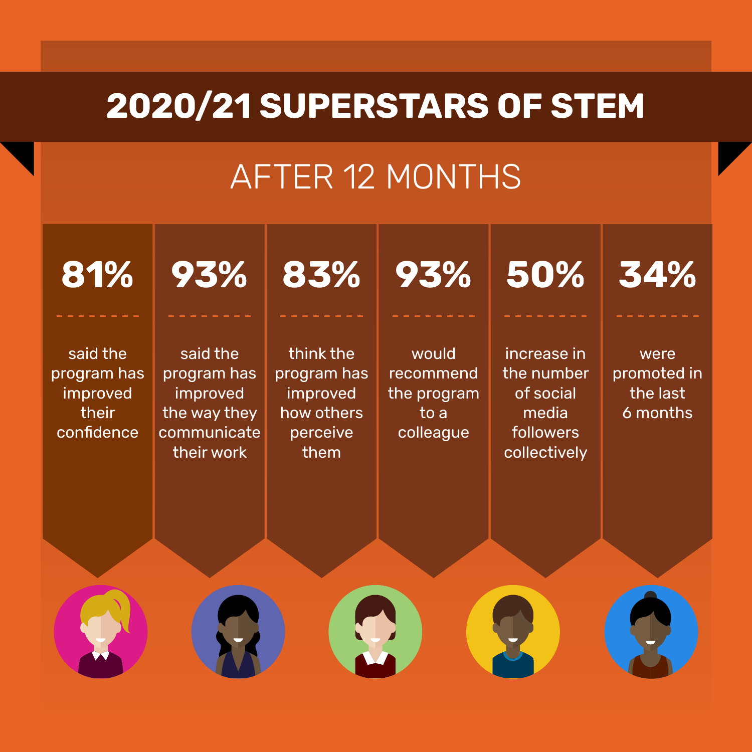# 2020/21 SUPERSTARS OF STEM

## AFTER 12 MONTHS

**81%**

said the program has improved their confidence

**93%**

said the program has improved the way they communicate their work

**83%**

think the program has improved how others perceive them

**93%**

would recommend the program to a colleague

**50%**

increase in the number of social media followers collectively

**34%**

were promoted in the last 6 months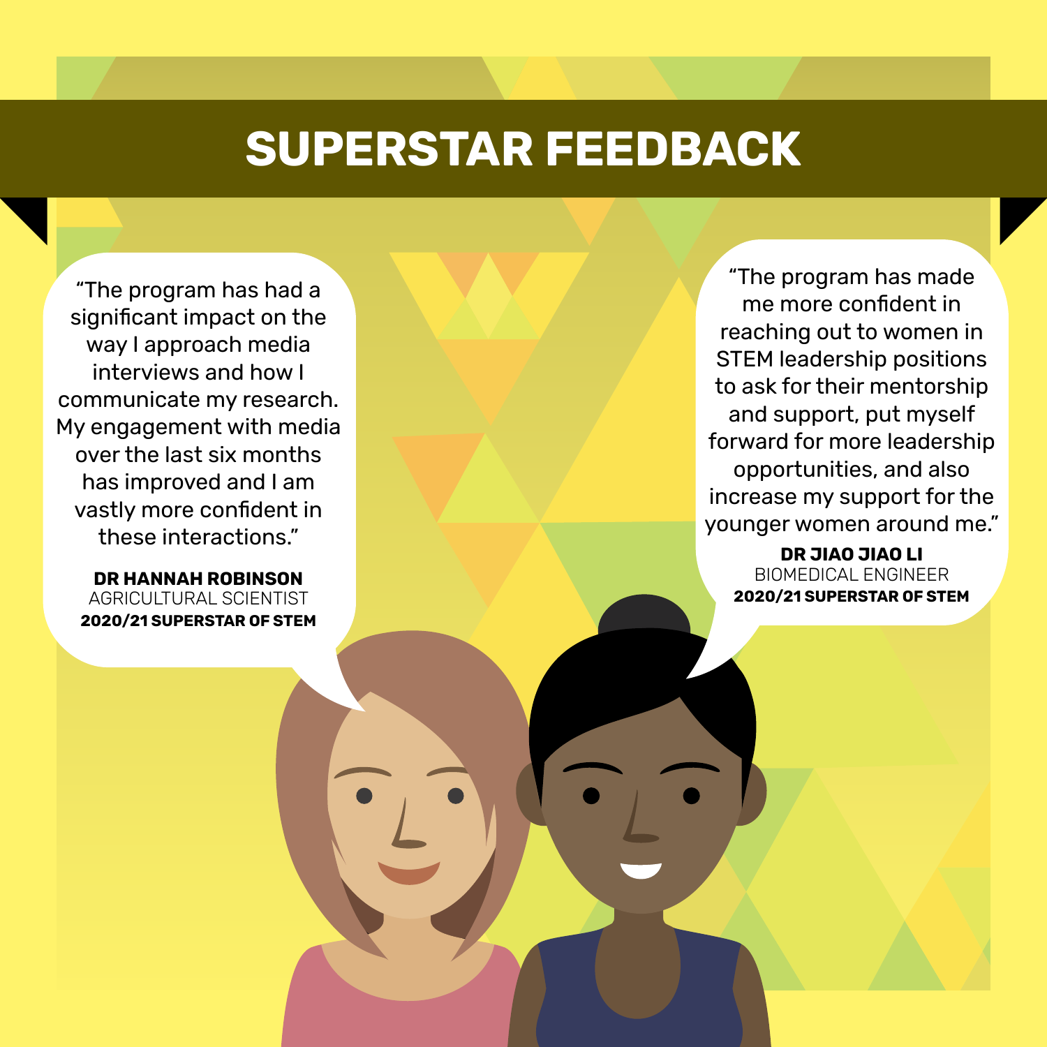# SUPERSTAR FEEDBACK

"The program has had a significant impact on the way I approach media interviews and how I communicate my research. My engagement with media over the last six months has improved and I am vastly more confident in these interactions."

**DR HANNAH ROBINSON**
AGRICULTURAL SCIENTIST
**2020/21 SUPERSTAR OF STEM**

"The program has made me more confident in reaching out to women in STEM leadership positions to ask for their mentorship and support, put myself forward for more leadership opportunities, and also increase my support for the younger women around me."

**DR JIAO JIAO LI**
BIOMEDICAL ENGINEER
**2020/21 SUPERSTAR OF STEM**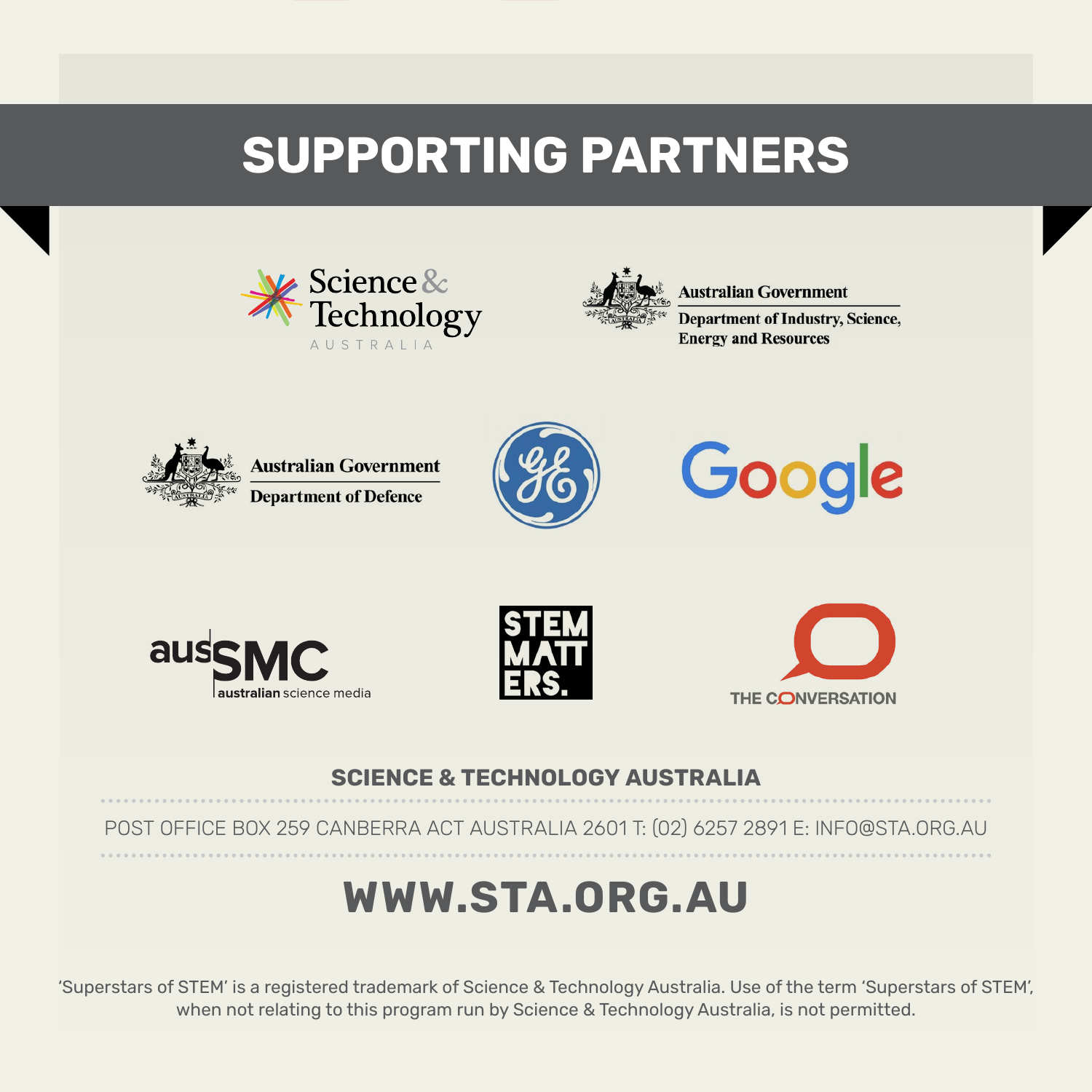# SUPPORTING PARTNERS

Science & Technology AUSTRALIA

Australian Government
Department of Industry, Science, Energy and Resources

Australian Government
Department of Defence

Google

ausSMC australian science media

STEM MATT ERS.

THE CONVERSATION

**SCIENCE & TECHNOLOGY AUSTRALIA**

POST OFFICE BOX 259 CANBERRA ACT AUSTRALIA 2601 T: (02) 6257 2891 E: INFO@STA.ORG.AU

**WWW.STA.ORG.AU**

'Superstars of STEM' is a registered trademark of Science & Technology Australia. Use of the term 'Superstars of STEM', when not relating to this program run by Science & Technology Australia, is not permitted.